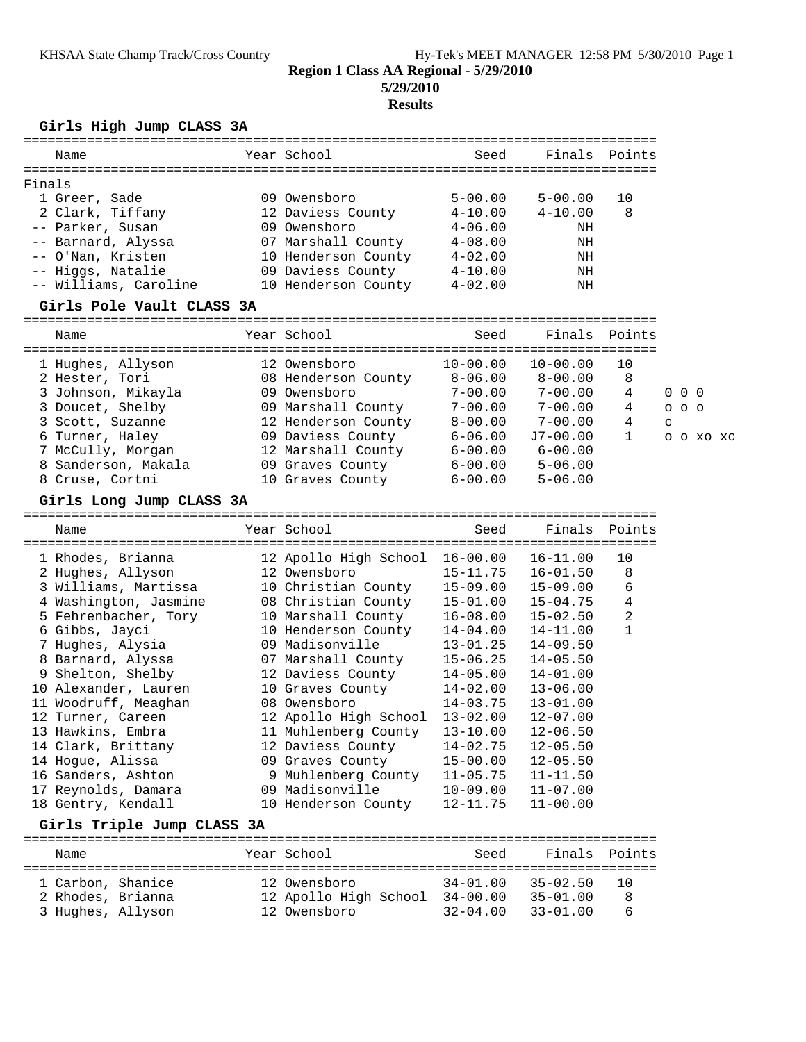# Region 1 Class AA Regional - 5/29/2010

**5/29/2010**

**Results**

## Girls High Jump CLASS 3A

Finals

| Place | Name | Year | School | Seed | Finals | Points |
|---|---|---|---|---|---|---|
| 1 | Greer, Sade | 09 | Owensboro | 5-00.00 | 5-00.00 | 10 |
| 2 | Clark, Tiffany | 12 | Daviess County | 4-10.00 | 4-10.00 | 8 |
| -- | Parker, Susan | 09 | Owensboro | 4-06.00 | NH | |
| -- | Barnard, Alyssa | 07 | Marshall County | 4-08.00 | NH | |
| -- | O'Nan, Kristen | 10 | Henderson County | 4-02.00 | NH | |
| -- | Higgs, Natalie | 09 | Daviess County | 4-10.00 | NH | |
| -- | Williams, Caroline | 10 | Henderson County | 4-02.00 | NH | |

## Girls Pole Vault CLASS 3A

| Place | Name | Year | School | Seed | Finals | Points | |
|---|---|---|---|---|---|---|---|
| 1 | Hughes, Allyson | 12 | Owensboro | 10-00.00 | 10-00.00 | 10 | |
| 2 | Hester, Tori | 08 | Henderson County | 8-06.00 | 8-00.00 | 8 | |
| 3 | Johnson, Mikayla | 09 | Owensboro | 7-00.00 | 7-00.00 | 4 | 0 0 0 |
| 3 | Doucet, Shelby | 09 | Marshall County | 7-00.00 | 7-00.00 | 4 | o o o |
| 3 | Scott, Suzanne | 12 | Henderson County | 8-00.00 | 7-00.00 | 4 | o |
| 6 | Turner, Haley | 09 | Daviess County | 6-06.00 | J7-00.00 | 1 | o o xo xo |
| 7 | McCully, Morgan | 12 | Marshall County | 6-00.00 | 6-00.00 | | |
| 8 | Sanderson, Makala | 09 | Graves County | 6-00.00 | 5-06.00 | | |
| 8 | Cruse, Cortni | 10 | Graves County | 6-00.00 | 5-06.00 | | |

## Girls Long Jump CLASS 3A

| Place | Name | Year | School | Seed | Finals | Points |
|---|---|---|---|---|---|---|
| 1 | Rhodes, Brianna | 12 | Apollo High School | 16-00.00 | 16-11.00 | 10 |
| 2 | Hughes, Allyson | 12 | Owensboro | 15-11.75 | 16-01.50 | 8 |
| 3 | Williams, Martissa | 10 | Christian County | 15-09.00 | 15-09.00 | 6 |
| 4 | Washington, Jasmine | 08 | Christian County | 15-01.00 | 15-04.75 | 4 |
| 5 | Fehrenbacher, Tory | 10 | Marshall County | 16-08.00 | 15-02.50 | 2 |
| 6 | Gibbs, Jayci | 10 | Henderson County | 14-04.00 | 14-11.00 | 1 |
| 7 | Hughes, Alysia | 09 | Madisonville | 13-01.25 | 14-09.50 | |
| 8 | Barnard, Alyssa | 07 | Marshall County | 15-06.25 | 14-05.50 | |
| 9 | Shelton, Shelby | 12 | Daviess County | 14-05.00 | 14-01.00 | |
| 10 | Alexander, Lauren | 10 | Graves County | 14-02.00 | 13-06.00 | |
| 11 | Woodruff, Meaghan | 08 | Owensboro | 14-03.75 | 13-01.00 | |
| 12 | Turner, Careen | 12 | Apollo High School | 13-02.00 | 12-07.00 | |
| 13 | Hawkins, Embra | 11 | Muhlenberg County | 13-10.00 | 12-06.50 | |
| 14 | Clark, Brittany | 12 | Daviess County | 14-02.75 | 12-05.50 | |
| 14 | Hogue, Alissa | 09 | Graves County | 15-00.00 | 12-05.50 | |
| 16 | Sanders, Ashton | 9 | Muhlenberg County | 11-05.75 | 11-11.50 | |
| 17 | Reynolds, Damara | 09 | Madisonville | 10-09.00 | 11-07.00 | |
| 18 | Gentry, Kendall | 10 | Henderson County | 12-11.75 | 11-00.00 | |

## Girls Triple Jump CLASS 3A

| Place | Name | Year | School | Seed | Finals | Points |
|---|---|---|---|---|---|---|
| 1 | Carbon, Shanice | 12 | Owensboro | 34-01.00 | 35-02.50 | 10 |
| 2 | Rhodes, Brianna | 12 | Apollo High School | 34-00.00 | 35-01.00 | 8 |
| 3 | Hughes, Allyson | 12 | Owensboro | 32-04.00 | 33-01.00 | 6 |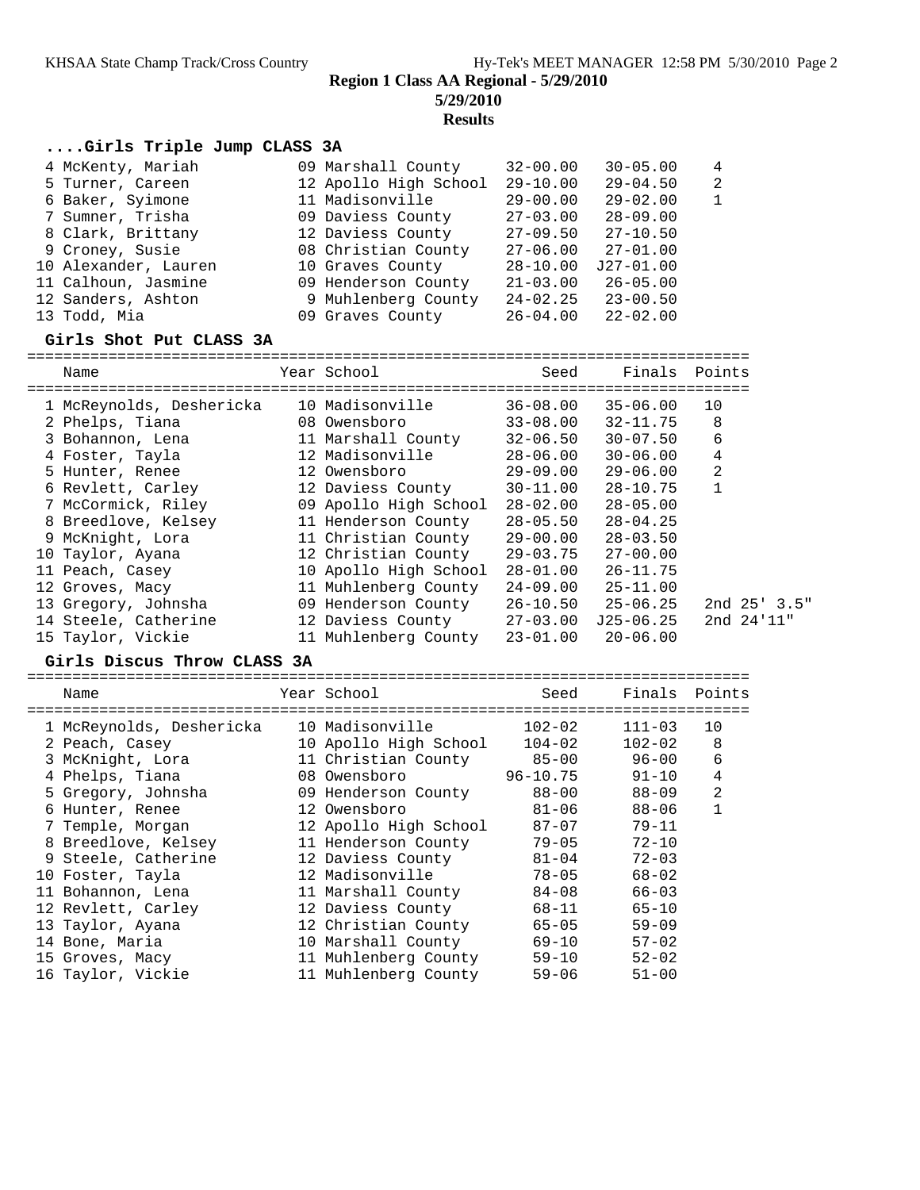**Region 1 Class AA Regional - 5/29/2010**
**5/29/2010**
**Results**

### ....Girls Triple Jump CLASS 3A

| Place | Name | Year | School | Seed | Finals | Points |
|---|---|---|---|---|---|---|
| 4 | McKenty, Mariah | 09 | Marshall County | 32-00.00 | 30-05.00 | 4 |
| 5 | Turner, Careen | 12 | Apollo High School | 29-10.00 | 29-04.50 | 2 |
| 6 | Baker, Syimone | 11 | Madisonville | 29-00.00 | 29-02.00 | 1 |
| 7 | Sumner, Trisha | 09 | Daviess County | 27-03.00 | 28-09.00 | |
| 8 | Clark, Brittany | 12 | Daviess County | 27-09.50 | 27-10.50 | |
| 9 | Croney, Susie | 08 | Christian County | 27-06.00 | 27-01.00 | |
| 10 | Alexander, Lauren | 10 | Graves County | 28-10.00 | J27-01.00 | |
| 11 | Calhoun, Jasmine | 09 | Henderson County | 21-03.00 | 26-05.00 | |
| 12 | Sanders, Ashton | 9 | Muhlenberg County | 24-02.25 | 23-00.50 | |
| 13 | Todd, Mia | 09 | Graves County | 26-04.00 | 22-02.00 | |

### Girls Shot Put CLASS 3A

| Place | Name | Year | School | Seed | Finals | Points |
|---|---|---|---|---|---|---|
| 1 | McReynolds, Deshericka | 10 | Madisonville | 36-08.00 | 35-06.00 | 10 |
| 2 | Phelps, Tiana | 08 | Owensboro | 33-08.00 | 32-11.75 | 8 |
| 3 | Bohannon, Lena | 11 | Marshall County | 32-06.50 | 30-07.50 | 6 |
| 4 | Foster, Tayla | 12 | Madisonville | 28-06.00 | 30-06.00 | 4 |
| 5 | Hunter, Renee | 12 | Owensboro | 29-09.00 | 29-06.00 | 2 |
| 6 | Revlett, Carley | 12 | Daviess County | 30-11.00 | 28-10.75 | 1 |
| 7 | McCormick, Riley | 09 | Apollo High School | 28-02.00 | 28-05.00 | |
| 8 | Breedlove, Kelsey | 11 | Henderson County | 28-05.50 | 28-04.25 | |
| 9 | McKnight, Lora | 11 | Christian County | 29-00.00 | 28-03.50 | |
| 10 | Taylor, Ayana | 12 | Christian County | 29-03.75 | 27-00.00 | |
| 11 | Peach, Casey | 10 | Apollo High School | 28-01.00 | 26-11.75 | |
| 12 | Groves, Macy | 11 | Muhlenberg County | 24-09.00 | 25-11.00 | |
| 13 | Gregory, Johnsha | 09 | Henderson County | 26-10.50 | 25-06.25 | 2nd 25' 3.5" |
| 14 | Steele, Catherine | 12 | Daviess County | 27-03.00 | J25-06.25 | 2nd 24'11" |
| 15 | Taylor, Vickie | 11 | Muhlenberg County | 23-01.00 | 20-06.00 | |

### Girls Discus Throw CLASS 3A

| Place | Name | Year | School | Seed | Finals | Points |
|---|---|---|---|---|---|---|
| 1 | McReynolds, Deshericka | 10 | Madisonville | 102-02 | 111-03 | 10 |
| 2 | Peach, Casey | 10 | Apollo High School | 104-02 | 102-02 | 8 |
| 3 | McKnight, Lora | 11 | Christian County | 85-00 | 96-00 | 6 |
| 4 | Phelps, Tiana | 08 | Owensboro | 96-10.75 | 91-10 | 4 |
| 5 | Gregory, Johnsha | 09 | Henderson County | 88-00 | 88-09 | 2 |
| 6 | Hunter, Renee | 12 | Owensboro | 81-06 | 88-06 | 1 |
| 7 | Temple, Morgan | 12 | Apollo High School | 87-07 | 79-11 | |
| 8 | Breedlove, Kelsey | 11 | Henderson County | 79-05 | 72-10 | |
| 9 | Steele, Catherine | 12 | Daviess County | 81-04 | 72-03 | |
| 10 | Foster, Tayla | 12 | Madisonville | 78-05 | 68-02 | |
| 11 | Bohannon, Lena | 11 | Marshall County | 84-08 | 66-03 | |
| 12 | Revlett, Carley | 12 | Daviess County | 68-11 | 65-10 | |
| 13 | Taylor, Ayana | 12 | Christian County | 65-05 | 59-09 | |
| 14 | Bone, Maria | 10 | Marshall County | 69-10 | 57-02 | |
| 15 | Groves, Macy | 11 | Muhlenberg County | 59-10 | 52-02 | |
| 16 | Taylor, Vickie | 11 | Muhlenberg County | 59-06 | 51-00 | |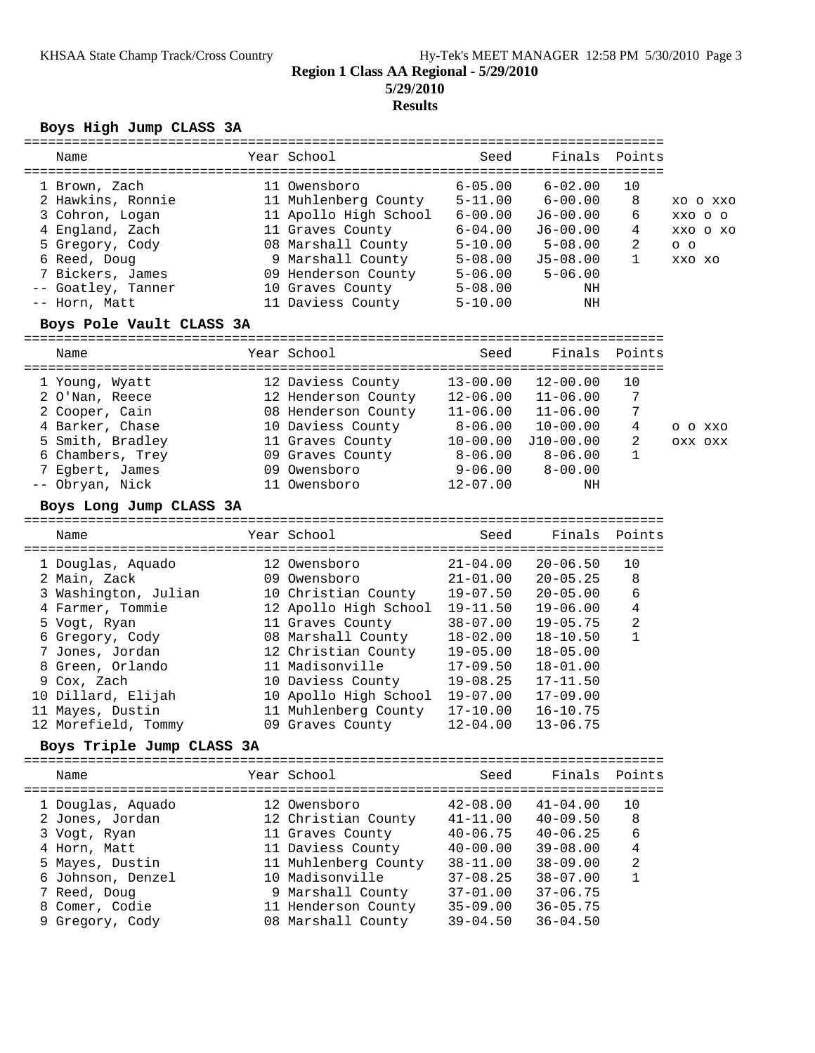**Region 1 Class AA Regional - 5/29/2010**

**5/29/2010**

**Results**

### Boys High Jump CLASS 3A

| Name | Year | School | Seed | Finals | Points | |
|---|---|---|---|---|---|---|
| 1 Brown, Zach | 11 | Owensboro | 6-05.00 | 6-02.00 | 10 | |
| 2 Hawkins, Ronnie | 11 | Muhlenberg County | 5-11.00 | 6-00.00 | 8 | XO O XXO |
| 3 Cohron, Logan | 11 | Apollo High School | 6-00.00 | J6-00.00 | 6 | XXO O O |
| 4 England, Zach | 11 | Graves County | 6-04.00 | J6-00.00 | 4 | XXO O XO |
| 5 Gregory, Cody | 08 | Marshall County | 5-10.00 | 5-08.00 | 2 | O O |
| 6 Reed, Doug | 9 | Marshall County | 5-08.00 | J5-08.00 | 1 | XXO XO |
| 7 Bickers, James | 09 | Henderson County | 5-06.00 | 5-06.00 | | |
| -- Goatley, Tanner | 10 | Graves County | 5-08.00 | NH | | |
| -- Horn, Matt | 11 | Daviess County | 5-10.00 | NH | | |

### Boys Pole Vault CLASS 3A

| Name | Year | School | Seed | Finals | Points | |
|---|---|---|---|---|---|---|
| 1 Young, Wyatt | 12 | Daviess County | 13-00.00 | 12-00.00 | 10 | |
| 2 O'Nan, Reece | 12 | Henderson County | 12-06.00 | 11-06.00 | 7 | |
| 2 Cooper, Cain | 08 | Henderson County | 11-06.00 | 11-06.00 | 7 | |
| 4 Barker, Chase | 10 | Daviess County | 8-06.00 | 10-00.00 | 4 | O O XXO |
| 5 Smith, Bradley | 11 | Graves County | 10-00.00 | J10-00.00 | 2 | OXX OXX |
| 6 Chambers, Trey | 09 | Graves County | 8-06.00 | 8-06.00 | 1 | |
| 7 Egbert, James | 09 | Owensboro | 9-06.00 | 8-00.00 | | |
| -- Obryan, Nick | 11 | Owensboro | 12-07.00 | NH | | |

### Boys Long Jump CLASS 3A

| Name | Year | School | Seed | Finals | Points |
|---|---|---|---|---|---|
| 1 Douglas, Aquado | 12 | Owensboro | 21-04.00 | 20-06.50 | 10 |
| 2 Main, Zack | 09 | Owensboro | 21-01.00 | 20-05.25 | 8 |
| 3 Washington, Julian | 10 | Christian County | 19-07.50 | 20-05.00 | 6 |
| 4 Farmer, Tommie | 12 | Apollo High School | 19-11.50 | 19-06.00 | 4 |
| 5 Vogt, Ryan | 11 | Graves County | 38-07.00 | 19-05.75 | 2 |
| 6 Gregory, Cody | 08 | Marshall County | 18-02.00 | 18-10.50 | 1 |
| 7 Jones, Jordan | 12 | Christian County | 19-05.00 | 18-05.00 | |
| 8 Green, Orlando | 11 | Madisonville | 17-09.50 | 18-01.00 | |
| 9 Cox, Zach | 10 | Daviess County | 19-08.25 | 17-11.50 | |
| 10 Dillard, Elijah | 10 | Apollo High School | 19-07.00 | 17-09.00 | |
| 11 Mayes, Dustin | 11 | Muhlenberg County | 17-10.00 | 16-10.75 | |
| 12 Morefield, Tommy | 09 | Graves County | 12-04.00 | 13-06.75 | |

### Boys Triple Jump CLASS 3A

| Name | Year | School | Seed | Finals | Points |
|---|---|---|---|---|---|
| 1 Douglas, Aquado | 12 | Owensboro | 42-08.00 | 41-04.00 | 10 |
| 2 Jones, Jordan | 12 | Christian County | 41-11.00 | 40-09.50 | 8 |
| 3 Vogt, Ryan | 11 | Graves County | 40-06.75 | 40-06.25 | 6 |
| 4 Horn, Matt | 11 | Daviess County | 40-00.00 | 39-08.00 | 4 |
| 5 Mayes, Dustin | 11 | Muhlenberg County | 38-11.00 | 38-09.00 | 2 |
| 6 Johnson, Denzel | 10 | Madisonville | 37-08.25 | 38-07.00 | 1 |
| 7 Reed, Doug | 9 | Marshall County | 37-01.00 | 37-06.75 | |
| 8 Comer, Codie | 11 | Henderson County | 35-09.00 | 36-05.75 | |
| 9 Gregory, Cody | 08 | Marshall County | 39-04.50 | 36-04.50 | |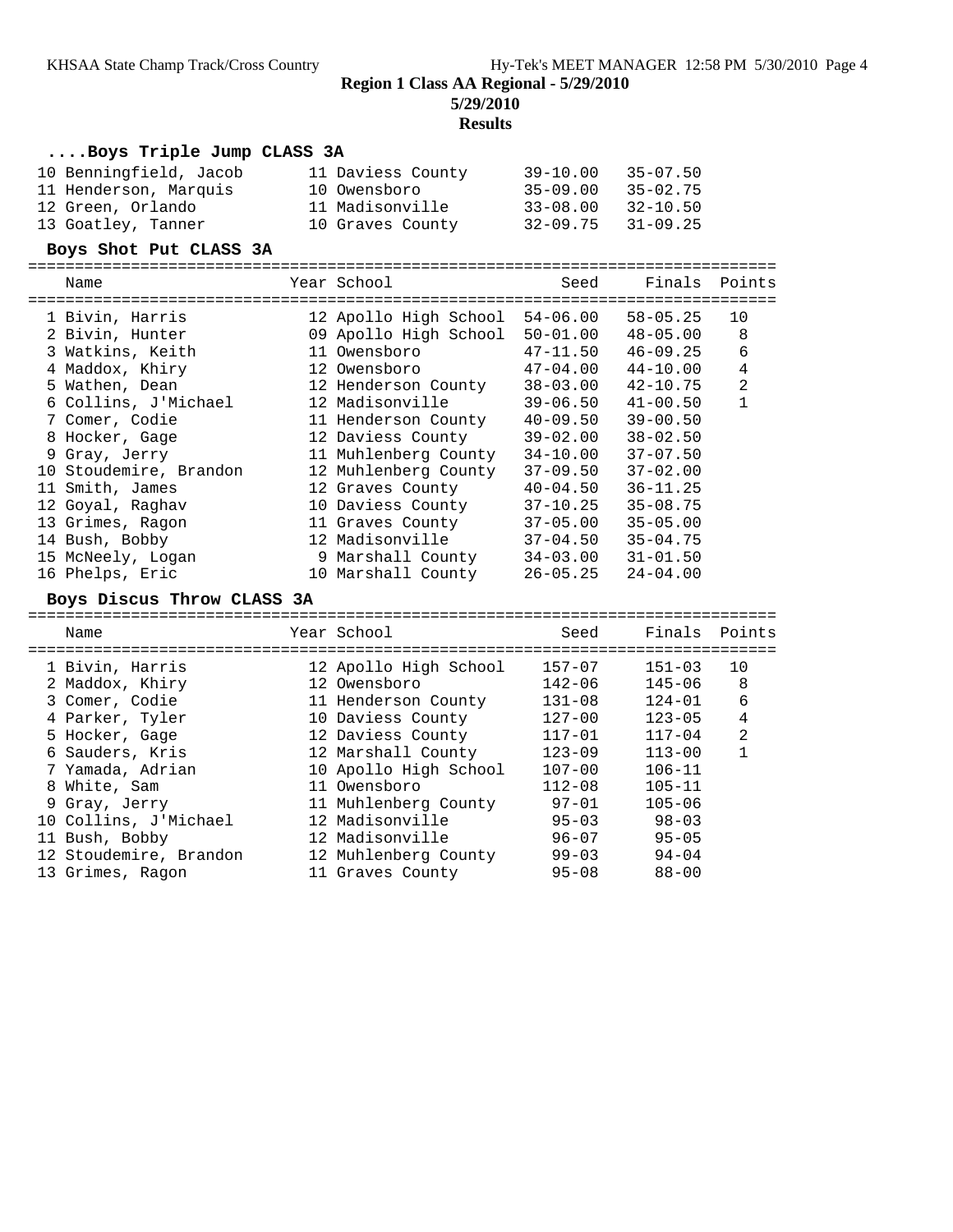**Region 1 Class AA Regional - 5/29/2010**

**5/29/2010**

**Results**

### ....Boys Triple Jump CLASS 3A

| | Name | Year | School | Seed | Finals |
|---|---|---|---|---|---|
| 10 | Benningfield, Jacob | 11 | Daviess County | 39-10.00 | 35-07.50 |
| 11 | Henderson, Marquis | 10 | Owensboro | 35-09.00 | 35-02.75 |
| 12 | Green, Orlando | 11 | Madisonville | 33-08.00 | 32-10.50 |
| 13 | Goatley, Tanner | 10 | Graves County | 32-09.75 | 31-09.25 |

### Boys Shot Put CLASS 3A

| | Name | Year | School | Seed | Finals | Points |
|---|---|---|---|---|---|---|
| 1 | Bivin, Harris | 12 | Apollo High School | 54-06.00 | 58-05.25 | 10 |
| 2 | Bivin, Hunter | 09 | Apollo High School | 50-01.00 | 48-05.00 | 8 |
| 3 | Watkins, Keith | 11 | Owensboro | 47-11.50 | 46-09.25 | 6 |
| 4 | Maddox, Khiry | 12 | Owensboro | 47-04.00 | 44-10.00 | 4 |
| 5 | Wathen, Dean | 12 | Henderson County | 38-03.00 | 42-10.75 | 2 |
| 6 | Collins, J'Michael | 12 | Madisonville | 39-06.50 | 41-00.50 | 1 |
| 7 | Comer, Codie | 11 | Henderson County | 40-09.50 | 39-00.50 | |
| 8 | Hocker, Gage | 12 | Daviess County | 39-02.00 | 38-02.50 | |
| 9 | Gray, Jerry | 11 | Muhlenberg County | 34-10.00 | 37-07.50 | |
| 10 | Stoudemire, Brandon | 12 | Muhlenberg County | 37-09.50 | 37-02.00 | |
| 11 | Smith, James | 12 | Graves County | 40-04.50 | 36-11.25 | |
| 12 | Goyal, Raghav | 10 | Daviess County | 37-10.25 | 35-08.75 | |
| 13 | Grimes, Ragon | 11 | Graves County | 37-05.00 | 35-05.00 | |
| 14 | Bush, Bobby | 12 | Madisonville | 37-04.50 | 35-04.75 | |
| 15 | McNeely, Logan | 9 | Marshall County | 34-03.00 | 31-01.50 | |
| 16 | Phelps, Eric | 10 | Marshall County | 26-05.25 | 24-04.00 | |

### Boys Discus Throw CLASS 3A

| | Name | Year | School | Seed | Finals | Points |
|---|---|---|---|---|---|---|
| 1 | Bivin, Harris | 12 | Apollo High School | 157-07 | 151-03 | 10 |
| 2 | Maddox, Khiry | 12 | Owensboro | 142-06 | 145-06 | 8 |
| 3 | Comer, Codie | 11 | Henderson County | 131-08 | 124-01 | 6 |
| 4 | Parker, Tyler | 10 | Daviess County | 127-00 | 123-05 | 4 |
| 5 | Hocker, Gage | 12 | Daviess County | 117-01 | 117-04 | 2 |
| 6 | Sauders, Kris | 12 | Marshall County | 123-09 | 113-00 | 1 |
| 7 | Yamada, Adrian | 10 | Apollo High School | 107-00 | 106-11 | |
| 8 | White, Sam | 11 | Owensboro | 112-08 | 105-11 | |
| 9 | Gray, Jerry | 11 | Muhlenberg County | 97-01 | 105-06 | |
| 10 | Collins, J'Michael | 12 | Madisonville | 95-03 | 98-03 | |
| 11 | Bush, Bobby | 12 | Madisonville | 96-07 | 95-05 | |
| 12 | Stoudemire, Brandon | 12 | Muhlenberg County | 99-03 | 94-04 | |
| 13 | Grimes, Ragon | 11 | Graves County | 95-08 | 88-00 | |